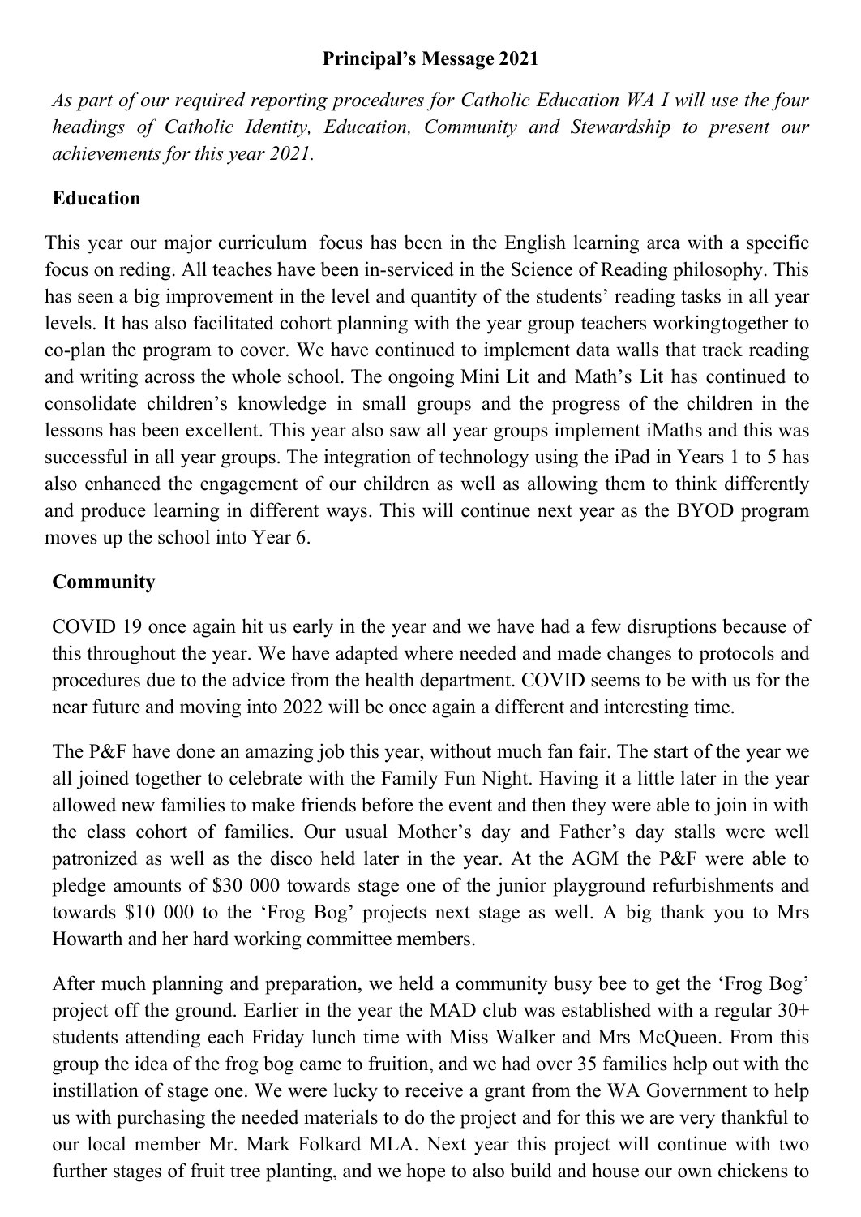## Principal's Message 2021

*As part of our required reporting procedures for Catholic Education WA I will use the four headings of Catholic Identity, Education, Community and Stewardship to present our achievements for this year 2021.*

### Education

This year our major curriculum focus has been in the English learning area with a specific focus on reding. All teaches have been in-serviced in the Science of Reading philosophy. This has seen a big improvement in the level and quantity of the students' reading tasks in all year levels. It has also facilitated cohort planning with the year group teachers workingtogether to co-plan the program to cover. We have continued to implement data walls that track reading and writing across the whole school. The ongoing Mini Lit and Math's Lit has continued to consolidate children's knowledge in small groups and the progress of the children in the lessons has been excellent. This year also saw all year groups implement iMaths and this was successful in all year groups. The integration of technology using the iPad in Years 1 to 5 has also enhanced the engagement of our children as well as allowing them to think differently and produce learning in different ways. This will continue next year as the BYOD program moves up the school into Year 6.

### Community

COVID 19 once again hit us early in the year and we have had a few disruptions because of this throughout the year. We have adapted where needed and made changes to protocols and procedures due to the advice from the health department. COVID seems to be with us for the near future and moving into 2022 will be once again a different and interesting time.

The P&F have done an amazing job this year, without much fan fair. The start of the year we all joined together to celebrate with the Family Fun Night. Having it a little later in the year allowed new families to make friends before the event and then they were able to join in with the class cohort of families. Our usual Mother's day and Father's day stalls were well patronized as well as the disco held later in the year. At the AGM the P&F were able to pledge amounts of $30 000 towards stage one of the junior playground refurbishments and towards $10 000 to the 'Frog Bog' projects next stage as well. A big thank you to Mrs Howarth and her hard working committee members.

After much planning and preparation, we held a community busy bee to get the 'Frog Bog' project off the ground. Earlier in the year the MAD club was established with a regular 30+ students attending each Friday lunch time with Miss Walker and Mrs McQueen. From this group the idea of the frog bog came to fruition, and we had over 35 families help out with the instillation of stage one. We were lucky to receive a grant from the WA Government to help us with purchasing the needed materials to do the project and for this we are very thankful to our local member Mr. Mark Folkard MLA. Next year this project will continue with two further stages of fruit tree planting, and we hope to also build and house our own chickens to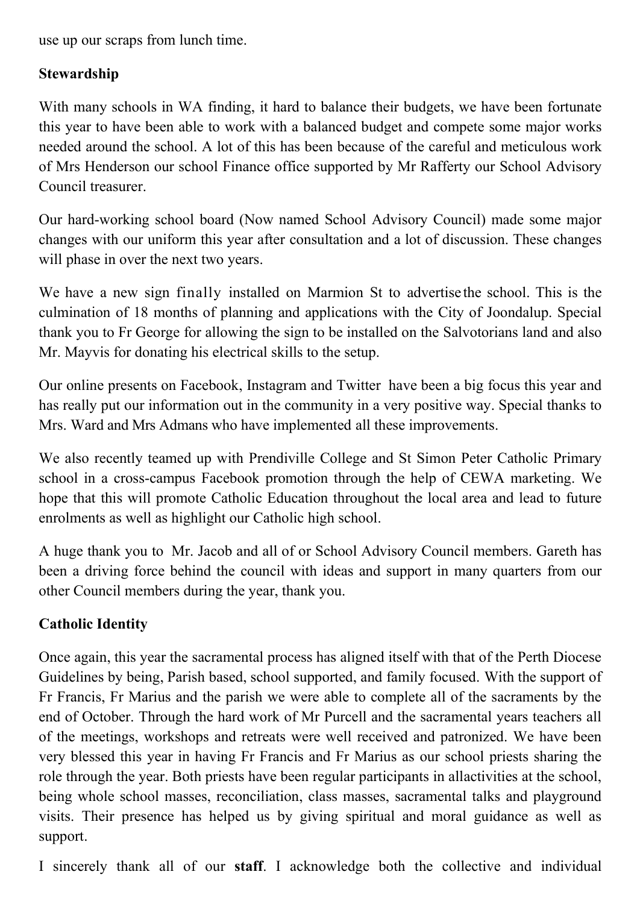use up our scraps from lunch time.

**Stewardship**

With many schools in WA finding, it hard to balance their budgets, we have been fortunate this year to have been able to work with a balanced budget and compete some major works needed around the school. A lot of this has been because of the careful and meticulous work of Mrs Henderson our school Finance office supported by Mr Rafferty our School Advisory Council treasurer.

Our hard-working school board (Now named School Advisory Council) made some major changes with our uniform this year after consultation and a lot of discussion. These changes will phase in over the next two years.

We have a new sign finally installed on Marmion St to advertise the school. This is the culmination of 18 months of planning and applications with the City of Joondalup. Special thank you to Fr George for allowing the sign to be installed on the Salvotorians land and also Mr. Mayvis for donating his electrical skills to the setup.

Our online presents on Facebook, Instagram and Twitter have been a big focus this year and has really put our information out in the community in a very positive way. Special thanks to Mrs. Ward and Mrs Admans who have implemented all these improvements.

We also recently teamed up with Prendiville College and St Simon Peter Catholic Primary school in a cross-campus Facebook promotion through the help of CEWA marketing. We hope that this will promote Catholic Education throughout the local area and lead to future enrolments as well as highlight our Catholic high school.

A huge thank you to Mr. Jacob and all of or School Advisory Council members. Gareth has been a driving force behind the council with ideas and support in many quarters from our other Council members during the year, thank you.

**Catholic Identity**

Once again, this year the sacramental process has aligned itself with that of the Perth Diocese Guidelines by being, Parish based, school supported, and family focused. With the support of Fr Francis, Fr Marius and the parish we were able to complete all of the sacraments by the end of October. Through the hard work of Mr Purcell and the sacramental years teachers all of the meetings, workshops and retreats were well received and patronized. We have been very blessed this year in having Fr Francis and Fr Marius as our school priests sharing the role through the year. Both priests have been regular participants in allactivities at the school, being whole school masses, reconciliation, class masses, sacramental talks and playground visits. Their presence has helped us by giving spiritual and moral guidance as well as support.

I sincerely thank all of our **staff**. I acknowledge both the collective and individual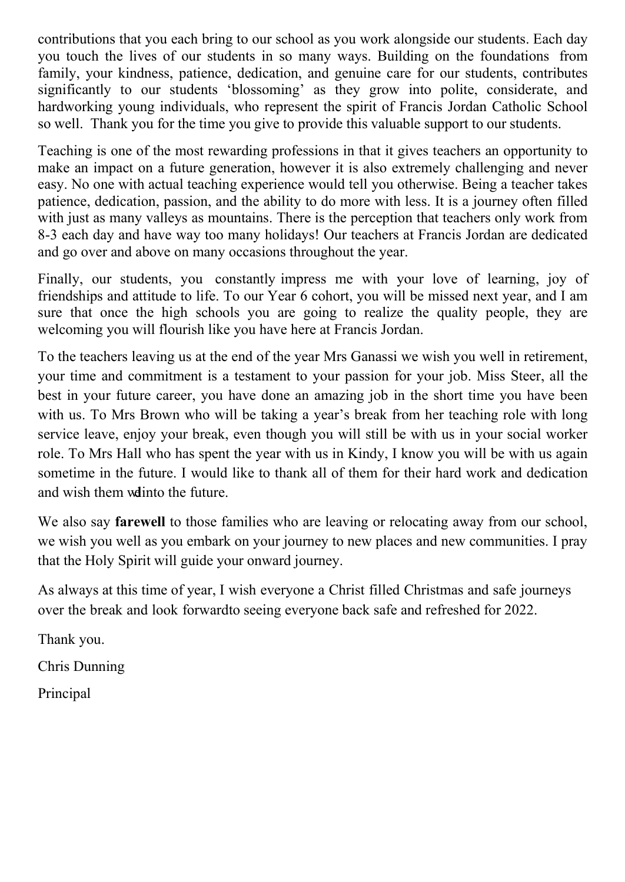contributions that you each bring to our school as you work alongside our students. Each day you touch the lives of our students in so many ways. Building on the foundations from family, your kindness, patience, dedication, and genuine care for our students, contributes significantly to our students 'blossoming' as they grow into polite, considerate, and hardworking young individuals, who represent the spirit of Francis Jordan Catholic School so well. Thank you for the time you give to provide this valuable support to our students.

Teaching is one of the most rewarding professions in that it gives teachers an opportunity to make an impact on a future generation, however it is also extremely challenging and never easy. No one with actual teaching experience would tell you otherwise. Being a teacher takes patience, dedication, passion, and the ability to do more with less. It is a journey often filled with just as many valleys as mountains. There is the perception that teachers only work from 8-3 each day and have way too many holidays! Our teachers at Francis Jordan are dedicated and go over and above on many occasions throughout the year.

Finally, our students, you constantly impress me with your love of learning, joy of friendships and attitude to life. To our Year 6 cohort, you will be missed next year, and I am sure that once the high schools you are going to realize the quality people, they are welcoming you will flourish like you have here at Francis Jordan.

To the teachers leaving us at the end of the year Mrs Ganassi we wish you well in retirement, your time and commitment is a testament to your passion for your job. Miss Steer, all the best in your future career, you have done an amazing job in the short time you have been with us. To Mrs Brown who will be taking a year's break from her teaching role with long service leave, enjoy your break, even though you will still be with us in your social worker role. To Mrs Hall who has spent the year with us in Kindy, I know you will be with us again sometime in the future. I would like to thank all of them for their hard work and dedication and wish them well into the future.

We also say **farewell** to those families who are leaving or relocating away from our school, we wish you well as you embark on your journey to new places and new communities. I pray that the Holy Spirit will guide your onward journey.

As always at this time of year, I wish everyone a Christ filled Christmas and safe journeys over the break and look forwardto seeing everyone back safe and refreshed for 2022.

Thank you.

Chris Dunning

Principal